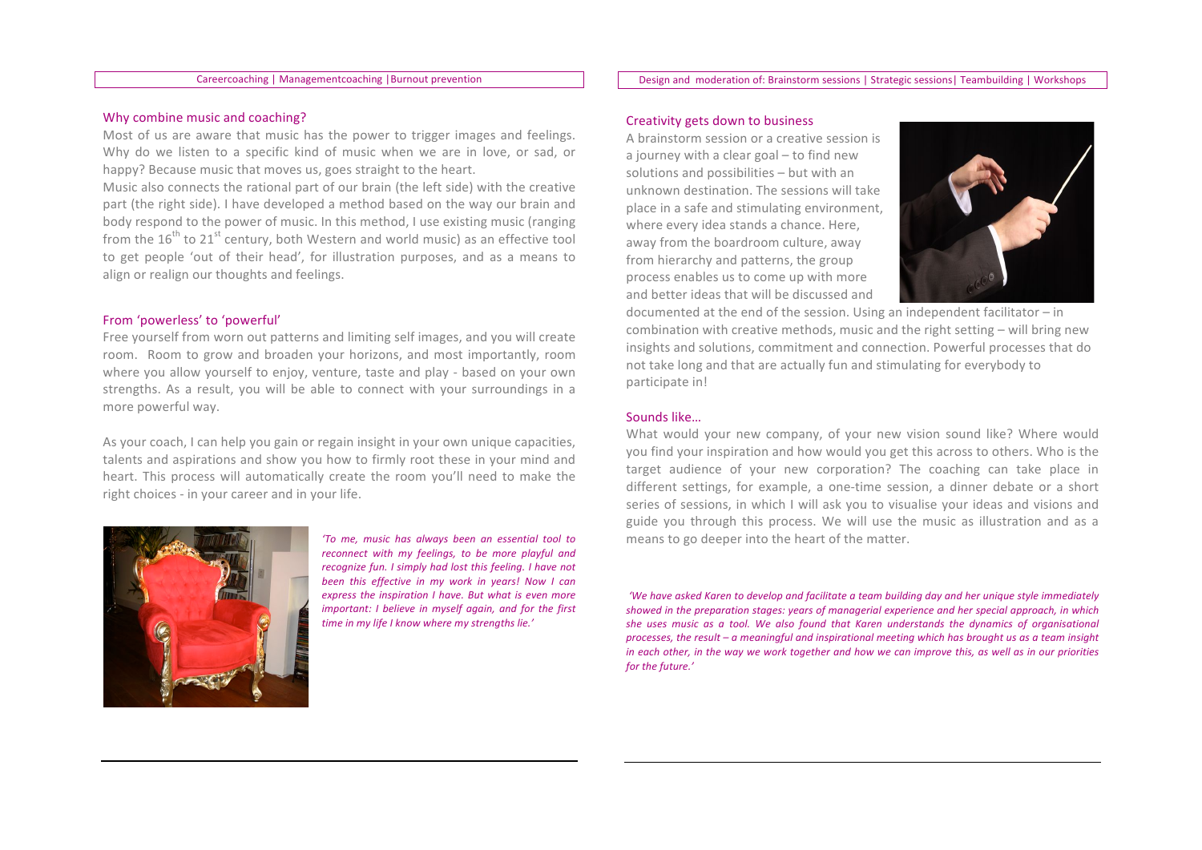Careercoaching | Managementcoaching | Burnout prevention

## Why combine music and coaching?

Most of us are aware that music has the power to trigger images and feelings. Why do we listen to a specific kind of music when we are in love, or sad, or happy? Because music that moves us, goes straight to the heart.

Music also connects the rational part of our brain (the left side) with the creative part (the right side). I have developed a method based on the way our brain and body respond to the power of music. In this method, I use existing music (ranging from the 16th to 21st century, both Western and world music) as an effective tool to get people 'out of their head', for illustration purposes, and as a means to align or realign our thoughts and feelings.

## From 'powerless' to 'powerful'

Free yourself from worn out patterns and limiting self images, and you will create room. Room to grow and broaden your horizons, and most importantly, room where you allow yourself to enjoy, venture, taste and play - based on your own strengths. As a result, you will be able to connect with your surroundings in a more powerful way.

As your coach, I can help you gain or regain insight in your own unique capacities, talents and aspirations and show you how to firmly root these in your mind and heart. This process will automatically create the room you'll need to make the right choices - in your career and in your life.

*'To me, music has always been an essential tool to reconnect with my feelings, to be more playful and recognize fun. I simply had lost this feeling. I have not been this effective in my work in years! Now I can express the inspiration I have. But what is even more important: I believe in myself again, and for the first time in my life I know where my strengths lie.'*

Design and moderation of: Brainstorm sessions | Strategic sessions | Teambuilding | Workshops

## Creativity gets down to business

A brainstorm session or a creative session is a journey with a clear goal – to find new solutions and possibilities – but with an unknown destination. The sessions will take place in a safe and stimulating environment, where every idea stands a chance. Here, away from the boardroom culture, away from hierarchy and patterns, the group process enables us to come up with more and better ideas that will be discussed and documented at the end of the session. Using an independent facilitator – in combination with creative methods, music and the right setting – will bring new insights and solutions, commitment and connection. Powerful processes that do not take long and that are actually fun and stimulating for everybody to participate in!

## Sounds like…

What would your new company, of your new vision sound like? Where would you find your inspiration and how would you get this across to others. Who is the target audience of your new corporation? The coaching can take place in different settings, for example, a one-time session, a dinner debate or a short series of sessions, in which I will ask you to visualise your ideas and visions and guide you through this process. We will use the music as illustration and as a means to go deeper into the heart of the matter.

*'We have asked Karen to develop and facilitate a team building day and her unique style immediately showed in the preparation stages: years of managerial experience and her special approach, in which she uses music as a tool. We also found that Karen understands the dynamics of organisational processes, the result – a meaningful and inspirational meeting which has brought us as a team insight in each other, in the way we work together and how we can improve this, as well as in our priorities for the future.'*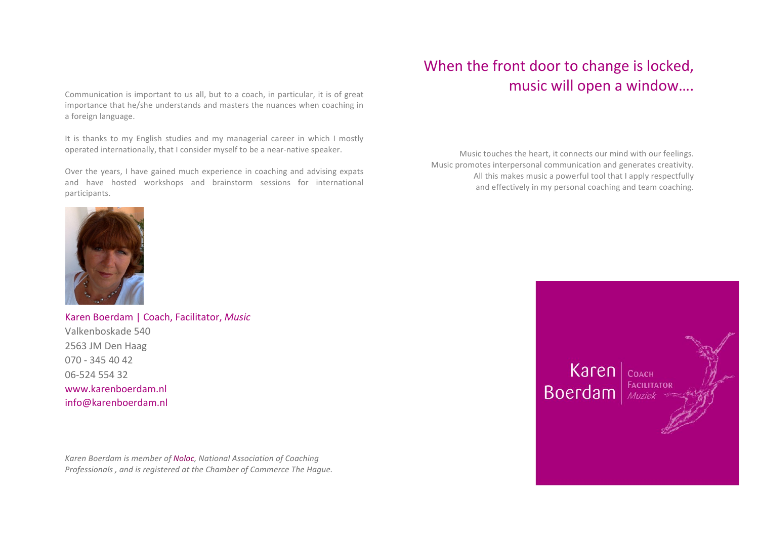Communication is important to us all, but to a coach, in particular, it is of great importance that he/she understands and masters the nuances when coaching in a foreign language.

It is thanks to my English studies and my managerial career in which I mostly operated internationally, that I consider myself to be a near-native speaker.

Over the years, I have gained much experience in coaching and advising expats and have hosted workshops and brainstorm sessions for international participants.

Karen Boerdam | Coach, Facilitator, *Music*
Valkenboskade 540
2563 JM Den Haag
070 - 345 40 42
06-524 554 32
www.karenboerdam.nl
info@karenboerdam.nl

*Karen Boerdam is member of Noloc, National Association of Coaching Professionals , and is registered at the Chamber of Commerce The Hague.*

## When the front door to change is locked, music will open a window….

Music touches the heart, it connects our mind with our feelings.
Music promotes interpersonal communication and generates creativity.
All this makes music a powerful tool that I apply respectfully and effectively in my personal coaching and team coaching.

Karen Boerdam | Coach Facilitator *Muziek*